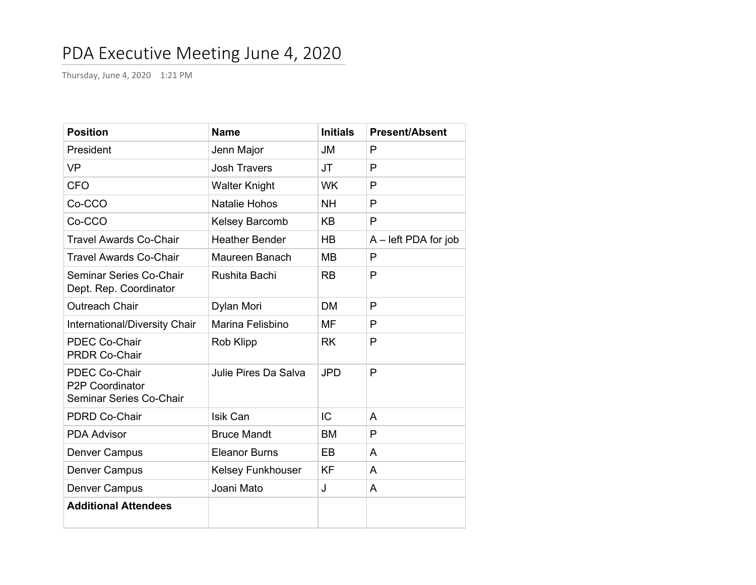# PDA Executive Meeting June 4, 2020

Thursday, June 4, 2020 1:21 PM

| Position | Name | Initials | Present/Absent |
|---|---|---|---|
| President | Jenn Major | JM | P |
| VP | Josh Travers | JT | P |
| CFO | Walter Knight | WK | P |
| Co-CCO | Natalie Hohos | NH | P |
| Co-CCO | Kelsey Barcomb | KB | P |
| Travel Awards Co-Chair | Heather Bender | HB | A – left PDA for job |
| Travel Awards Co-Chair | Maureen Banach | MB | P |
| Seminar Series Co-Chair<br>Dept. Rep. Coordinator | Rushita Bachi | RB | P |
| Outreach Chair | Dylan Mori | DM | P |
| International/Diversity Chair | Marina Felisbino | MF | P |
| PDEC Co-Chair<br>PRDR Co-Chair | Rob Klipp | RK | P |
| PDEC Co-Chair<br>P2P Coordinator<br>Seminar Series Co-Chair | Julie Pires Da Salva | JPD | P |
| PDRD Co-Chair | Isik Can | IC | A |
| PDA Advisor | Bruce Mandt | BM | P |
| Denver Campus | Eleanor Burns | EB | A |
| Denver Campus | Kelsey Funkhouser | KF | A |
| Denver Campus | Joani Mato | J | A |
| **Additional Attendees** | | | |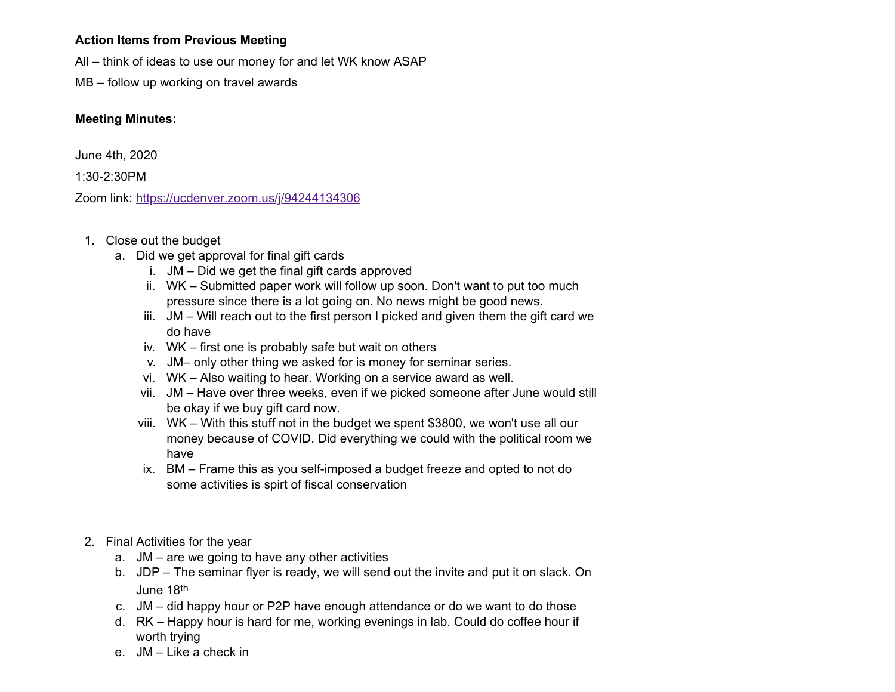**Action Items from Previous Meeting**

All – think of ideas to use our money for and let WK know ASAP

MB – follow up working on travel awards

**Meeting Minutes:**

June 4th, 2020

1:30-2:30PM

Zoom link: [https://ucdenver.zoom.us/j/94244134306](https://ucdenver.zoom.us/j/94244134306)

1. Close out the budget
    a. Did we get approval for final gift cards
        i. JM – Did we get the final gift cards approved
        ii. WK – Submitted paper work will follow up soon. Don't want to put too much pressure since there is a lot going on. No news might be good news.
        iii. JM – Will reach out to the first person I picked and given them the gift card we do have
        iv. WK – first one is probably safe but wait on others
        v. JM– only other thing we asked for is money for seminar series.
        vi. WK – Also waiting to hear. Working on a service award as well.
        vii. JM – Have over three weeks, even if we picked someone after June would still be okay if we buy gift card now.
        viii. WK – With this stuff not in the budget we spent $3800, we won't use all our money because of COVID. Did everything we could with the political room we have
        ix. BM – Frame this as you self-imposed a budget freeze and opted to not do some activities is spirt of fiscal conservation

2. Final Activities for the year
    a. JM – are we going to have any other activities
    b. JDP – The seminar flyer is ready, we will send out the invite and put it on slack. On June 18th
    c. JM – did happy hour or P2P have enough attendance or do we want to do those
    d. RK – Happy hour is hard for me, working evenings in lab. Could do coffee hour if worth trying
    e. JM – Like a check in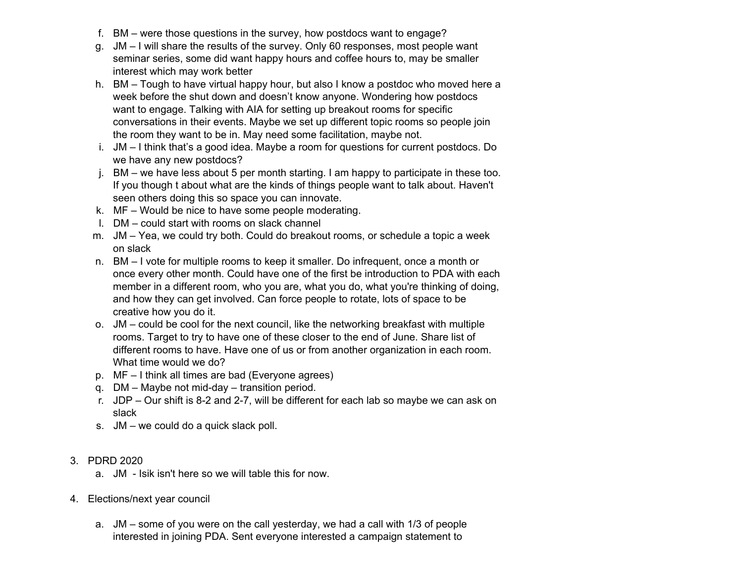f. BM – were those questions in the survey, how postdocs want to engage?
g. JM – I will share the results of the survey. Only 60 responses, most people want seminar series, some did want happy hours and coffee hours to, may be smaller interest which may work better
h. BM – Tough to have virtual happy hour, but also I know a postdoc who moved here a week before the shut down and doesn't know anyone. Wondering how postdocs want to engage. Talking with AIA for setting up breakout rooms for specific conversations in their events. Maybe we set up different topic rooms so people join the room they want to be in. May need some facilitation, maybe not.
i. JM – I think that's a good idea. Maybe a room for questions for current postdocs. Do we have any new postdocs?
j. BM – we have less about 5 per month starting. I am happy to participate in these too. If you though t about what are the kinds of things people want to talk about. Haven't seen others doing this so space you can innovate.
k. MF – Would be nice to have some people moderating.
l. DM – could start with rooms on slack channel
m. JM – Yea, we could try both. Could do breakout rooms, or schedule a topic a week on slack
n. BM – I vote for multiple rooms to keep it smaller. Do infrequent, once a month or once every other month. Could have one of the first be introduction to PDA with each member in a different room, who you are, what you do, what you're thinking of doing, and how they can get involved. Can force people to rotate, lots of space to be creative how you do it.
o. JM – could be cool for the next council, like the networking breakfast with multiple rooms. Target to try to have one of these closer to the end of June. Share list of different rooms to have. Have one of us or from another organization in each room. What time would we do?
p. MF – I think all times are bad (Everyone agrees)
q. DM – Maybe not mid-day – transition period.
r. JDP – Our shift is 8-2 and 2-7, will be different for each lab so maybe we can ask on slack
s. JM – we could do a quick slack poll.

3. PDRD 2020
   a. JM - Isik isn't here so we will table this for now.

4. Elections/next year council

   a. JM – some of you were on the call yesterday, we had a call with 1/3 of people interested in joining PDA. Sent everyone interested a campaign statement to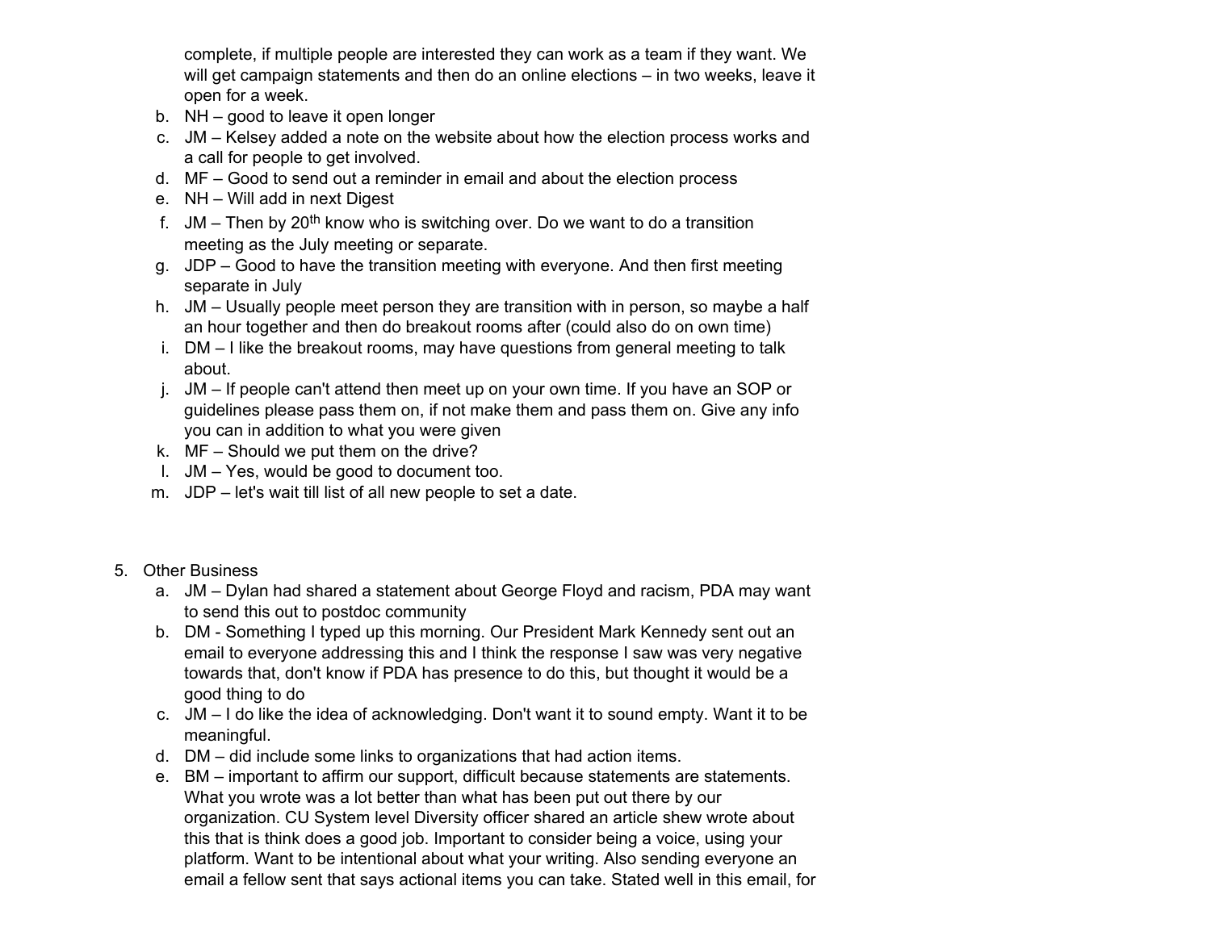complete, if multiple people are interested they can work as a team if they want. We will get campaign statements and then do an online elections – in two weeks, leave it open for a week.

b. NH – good to leave it open longer
c. JM – Kelsey added a note on the website about how the election process works and a call for people to get involved.
d. MF – Good to send out a reminder in email and about the election process
e. NH – Will add in next Digest
f. JM – Then by 20th know who is switching over. Do we want to do a transition meeting as the July meeting or separate.
g. JDP – Good to have the transition meeting with everyone. And then first meeting separate in July
h. JM – Usually people meet person they are transition with in person, so maybe a half an hour together and then do breakout rooms after (could also do on own time)
i. DM – I like the breakout rooms, may have questions from general meeting to talk about.
j. JM – If people can't attend then meet up on your own time. If you have an SOP or guidelines please pass them on, if not make them and pass them on. Give any info you can in addition to what you were given
k. MF – Should we put them on the drive?
l. JM – Yes, would be good to document too.
m. JDP – let's wait till list of all new people to set a date.

5. Other Business
   a. JM – Dylan had shared a statement about George Floyd and racism, PDA may want to send this out to postdoc community
   b. DM - Something I typed up this morning. Our President Mark Kennedy sent out an email to everyone addressing this and I think the response I saw was very negative towards that, don't know if PDA has presence to do this, but thought it would be a good thing to do
   c. JM – I do like the idea of acknowledging. Don't want it to sound empty. Want it to be meaningful.
   d. DM – did include some links to organizations that had action items.
   e. BM – important to affirm our support, difficult because statements are statements. What you wrote was a lot better than what has been put out there by our organization. CU System level Diversity officer shared an article shew wrote about this that is think does a good job. Important to consider being a voice, using your platform. Want to be intentional about what your writing. Also sending everyone an email a fellow sent that says actional items you can take. Stated well in this email, for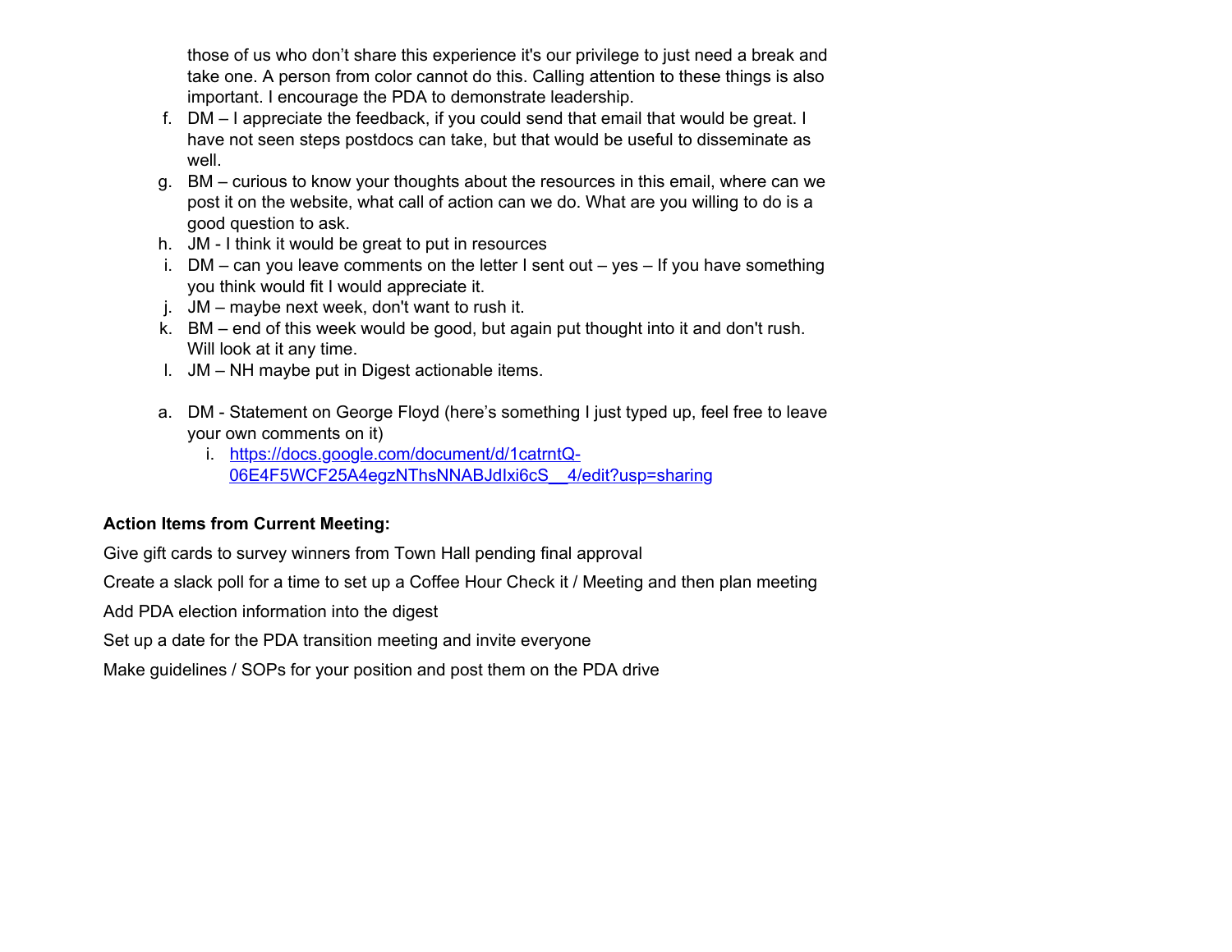those of us who don't share this experience it's our privilege to just need a break and take one. A person from color cannot do this. Calling attention to these things is also important. I encourage the PDA to demonstrate leadership.

f. DM – I appreciate the feedback, if you could send that email that would be great. I have not seen steps postdocs can take, but that would be useful to disseminate as well.
g. BM – curious to know your thoughts about the resources in this email, where can we post it on the website, what call of action can we do. What are you willing to do is a good question to ask.
h. JM - I think it would be great to put in resources
i. DM – can you leave comments on the letter I sent out – yes – If you have something you think would fit I would appreciate it.
j. JM – maybe next week, don't want to rush it.
k. BM – end of this week would be good, but again put thought into it and don't rush. Will look at it any time.
l. JM – NH maybe put in Digest actionable items.

a. DM - Statement on George Floyd (here's something I just typed up, feel free to leave your own comments on it)
    i. https://docs.google.com/document/d/1catrntQ-06E4F5WCF25A4egzNThsNNABJdIxi6cS__4/edit?usp=sharing

**Action Items from Current Meeting:**

Give gift cards to survey winners from Town Hall pending final approval

Create a slack poll for a time to set up a Coffee Hour Check it / Meeting and then plan meeting

Add PDA election information into the digest

Set up a date for the PDA transition meeting and invite everyone

Make guidelines / SOPs for your position and post them on the PDA drive